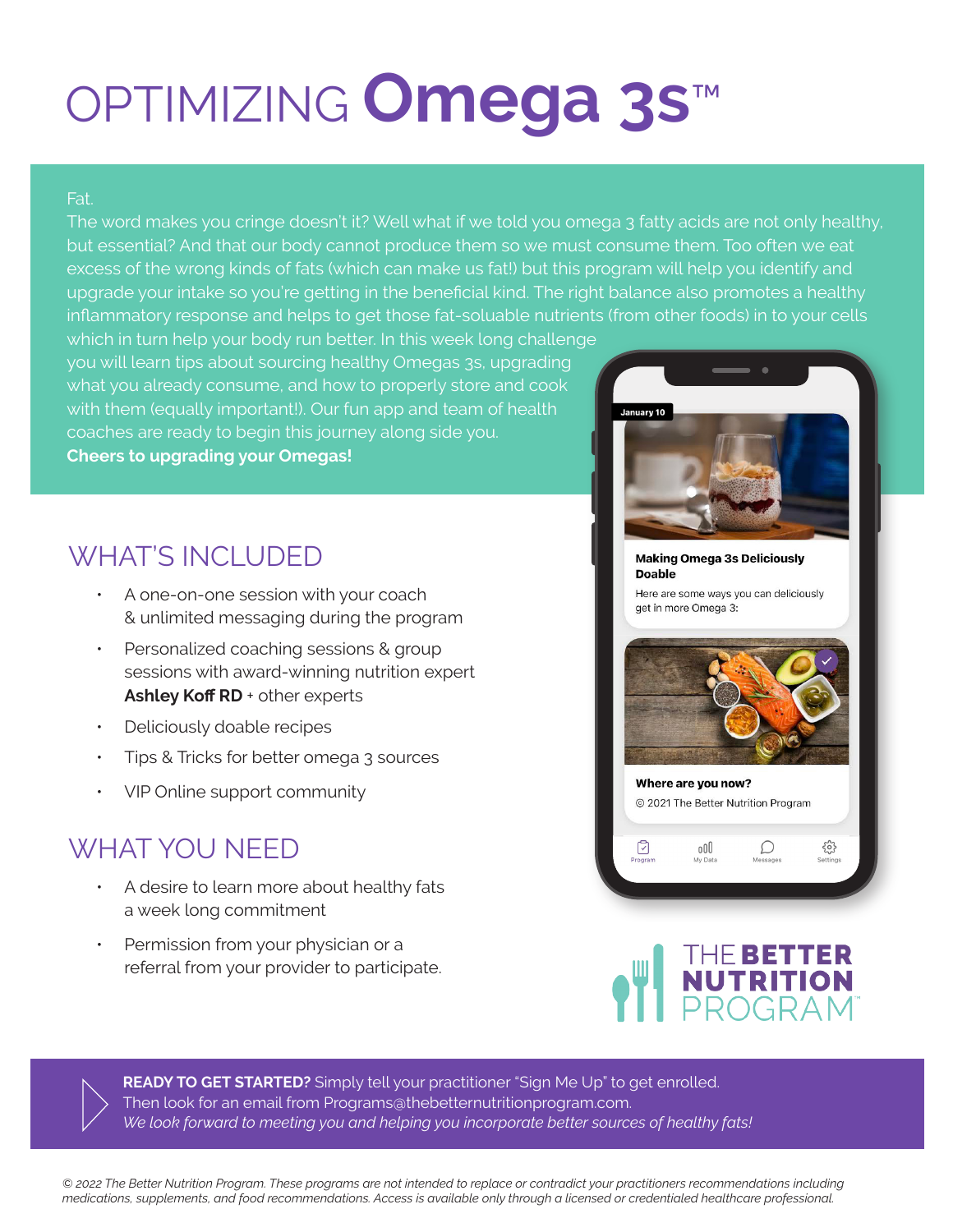# OPTIMIZING Omega 3s™

Fat.
The word makes you cringe doesn't it? Well what if we told you omega 3 fatty acids are not only healthy, but essential? And that our body cannot produce them so we must consume them. Too often we eat excess of the wrong kinds of fats (which can make us fat!) but this program will help you identify and upgrade your intake so you're getting in the beneficial kind. The right balance also promotes a healthy inflammatory response and helps to get those fat-soluable nutrients (from other foods) in to your cells which in turn help your body run better. In this week long challenge you will learn tips about sourcing healthy Omegas 3s, upgrading what you already consume, and how to properly store and cook with them (equally important!). Our fun app and team of health coaches are ready to begin this journey along side you.
**Cheers to upgrading your Omegas!**

January 10

**Making Omega 3s Deliciously Doable**

Here are some ways you can deliciously get in more Omega 3:

**Where are you now?**

© 2021 The Better Nutrition Program

Program · My Data · Messages · Settings

## WHAT'S INCLUDED

- A one-on-one session with your coach & unlimited messaging during the program
- Personalized coaching sessions & group sessions with award-winning nutrition expert **Ashley Koff RD** + other experts
- Deliciously doable recipes
- Tips & Tricks for better omega 3 sources
- VIP Online support community

## WHAT YOU NEED

- A desire to learn more about healthy fats a week long commitment
- Permission from your physician or a referral from your provider to participate.

THE BETTER NUTRITION PROGRAM™

**READY TO GET STARTED?** Simply tell your practitioner "Sign Me Up" to get enrolled.
Then look for an email from Programs@thebetternutritionprogram.com.
*We look forward to meeting you and helping you incorporate better sources of healthy fats!*

*© 2022 The Better Nutrition Program. These programs are not intended to replace or contradict your practitioners recommendations including medications, supplements, and food recommendations. Access is available only through a licensed or credentialed healthcare professional.*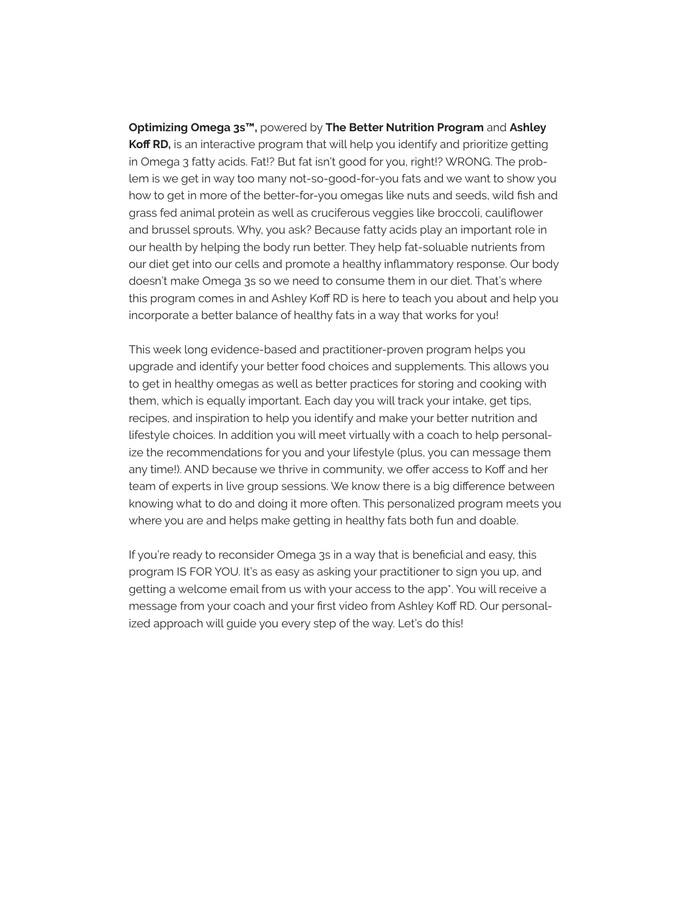**Optimizing Omega 3s™,** powered by **The Better Nutrition Program** and **Ashley Koff RD,** is an interactive program that will help you identify and prioritize getting in Omega 3 fatty acids. Fat!? But fat isn't good for you, right!? WRONG. The problem is we get in way too many not-so-good-for-you fats and we want to show you how to get in more of the better-for-you omegas like nuts and seeds, wild fish and grass fed animal protein as well as cruciferous veggies like broccoli, cauliflower and brussel sprouts. Why, you ask? Because fatty acids play an important role in our health by helping the body run better. They help fat-soluable nutrients from our diet get into our cells and promote a healthy inflammatory response. Our body doesn't make Omega 3s so we need to consume them in our diet. That's where this program comes in and Ashley Koff RD is here to teach you about and help you incorporate a better balance of healthy fats in a way that works for you!

This week long evidence-based and practitioner-proven program helps you upgrade and identify your better food choices and supplements. This allows you to get in healthy omegas as well as better practices for storing and cooking with them, which is equally important. Each day you will track your intake, get tips, recipes, and inspiration to help you identify and make your better nutrition and lifestyle choices. In addition you will meet virtually with a coach to help personalize the recommendations for you and your lifestyle (plus, you can message them any time!). AND because we thrive in community, we offer access to Koff and her team of experts in live group sessions. We know there is a big difference between knowing what to do and doing it more often. This personalized program meets you where you are and helps make getting in healthy fats both fun and doable.

If you're ready to reconsider Omega 3s in a way that is beneficial and easy, this program IS FOR YOU. It's as easy as asking your practitioner to sign you up, and getting a welcome email from us with your access to the app*. You will receive a message from your coach and your first video from Ashley Koff RD. Our personalized approach will guide you every step of the way. Let's do this!